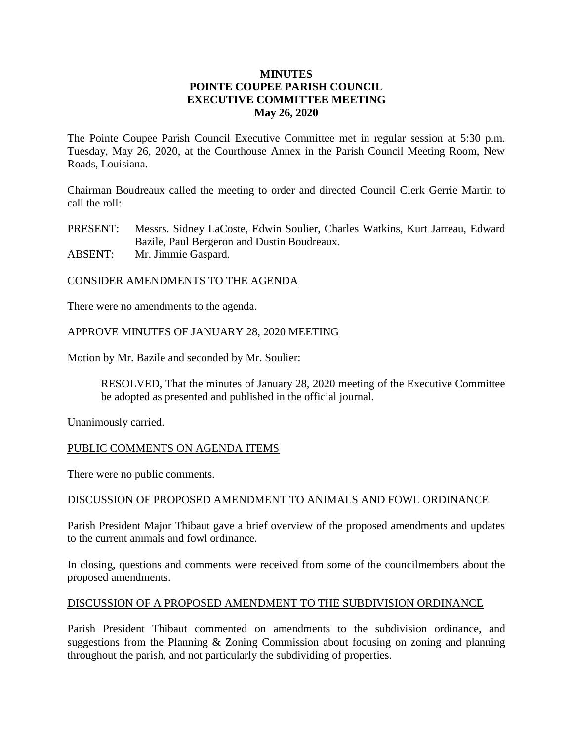**MINUTES**
**POINTE COUPEE PARISH COUNCIL**
**EXECUTIVE COMMITTEE MEETING**
**May 26, 2020**

The Pointe Coupee Parish Council Executive Committee met in regular session at 5:30 p.m. Tuesday, May 26, 2020, at the Courthouse Annex in the Parish Council Meeting Room, New Roads, Louisiana.

Chairman Boudreaux called the meeting to order and directed Council Clerk Gerrie Martin to call the roll:

PRESENT: Messrs. Sidney LaCoste, Edwin Soulier, Charles Watkins, Kurt Jarreau, Edward Bazile, Paul Bergeron and Dustin Boudreaux.
ABSENT: Mr. Jimmie Gaspard.

CONSIDER AMENDMENTS TO THE AGENDA

There were no amendments to the agenda.

APPROVE MINUTES OF JANUARY 28, 2020 MEETING

Motion by Mr. Bazile and seconded by Mr. Soulier:

> RESOLVED, That the minutes of January 28, 2020 meeting of the Executive Committee be adopted as presented and published in the official journal.

Unanimously carried.

PUBLIC COMMENTS ON AGENDA ITEMS

There were no public comments.

DISCUSSION OF PROPOSED AMENDMENT TO ANIMALS AND FOWL ORDINANCE

Parish President Major Thibaut gave a brief overview of the proposed amendments and updates to the current animals and fowl ordinance.

In closing, questions and comments were received from some of the councilmembers about the proposed amendments.

DISCUSSION OF A PROPOSED AMENDMENT TO THE SUBDIVISION ORDINANCE

Parish President Thibaut commented on amendments to the subdivision ordinance, and suggestions from the Planning & Zoning Commission about focusing on zoning and planning throughout the parish, and not particularly the subdividing of properties.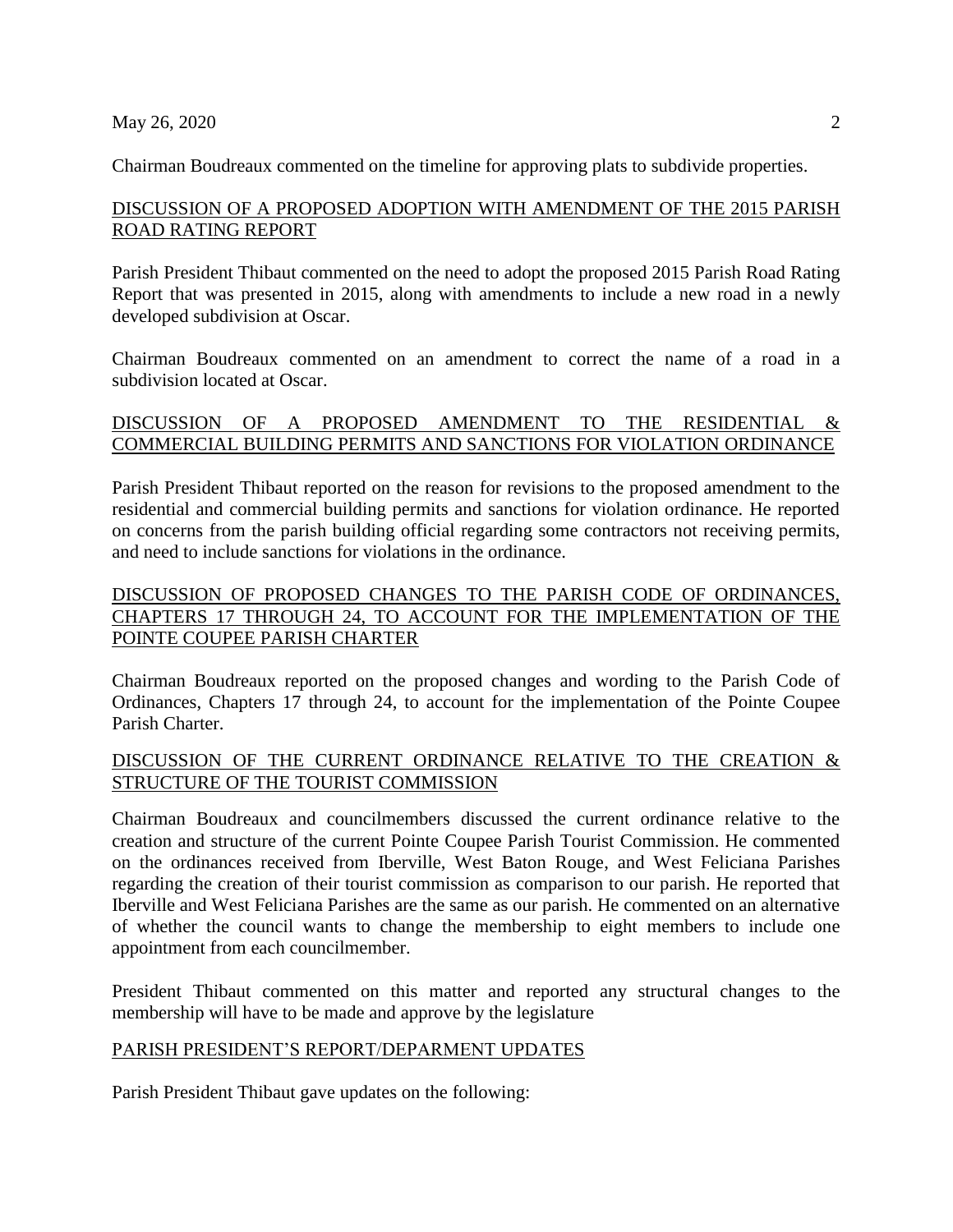Chairman Boudreaux commented on the timeline for approving plats to subdivide properties.

## DISCUSSION OF A PROPOSED ADOPTION WITH AMENDMENT OF THE 2015 PARISH ROAD RATING REPORT

Parish President Thibaut commented on the need to adopt the proposed 2015 Parish Road Rating Report that was presented in 2015, along with amendments to include a new road in a newly developed subdivision at Oscar.

Chairman Boudreaux commented on an amendment to correct the name of a road in a subdivision located at Oscar.

## DISCUSSION OF A PROPOSED AMENDMENT TO THE RESIDENTIAL & COMMERCIAL BUILDING PERMITS AND SANCTIONS FOR VIOLATION ORDINANCE

Parish President Thibaut reported on the reason for revisions to the proposed amendment to the residential and commercial building permits and sanctions for violation ordinance. He reported on concerns from the parish building official regarding some contractors not receiving permits, and need to include sanctions for violations in the ordinance.

## DISCUSSION OF PROPOSED CHANGES TO THE PARISH CODE OF ORDINANCES, CHAPTERS 17 THROUGH 24, TO ACCOUNT FOR THE IMPLEMENTATION OF THE POINTE COUPEE PARISH CHARTER

Chairman Boudreaux reported on the proposed changes and wording to the Parish Code of Ordinances, Chapters 17 through 24, to account for the implementation of the Pointe Coupee Parish Charter.

## DISCUSSION OF THE CURRENT ORDINANCE RELATIVE TO THE CREATION & STRUCTURE OF THE TOURIST COMMISSION

Chairman Boudreaux and councilmembers discussed the current ordinance relative to the creation and structure of the current Pointe Coupee Parish Tourist Commission. He commented on the ordinances received from Iberville, West Baton Rouge, and West Feliciana Parishes regarding the creation of their tourist commission as comparison to our parish. He reported that Iberville and West Feliciana Parishes are the same as our parish. He commented on an alternative of whether the council wants to change the membership to eight members to include one appointment from each councilmember.

President Thibaut commented on this matter and reported any structural changes to the membership will have to be made and approve by the legislature

## PARISH PRESIDENT'S REPORT/DEPARMENT UPDATES

Parish President Thibaut gave updates on the following: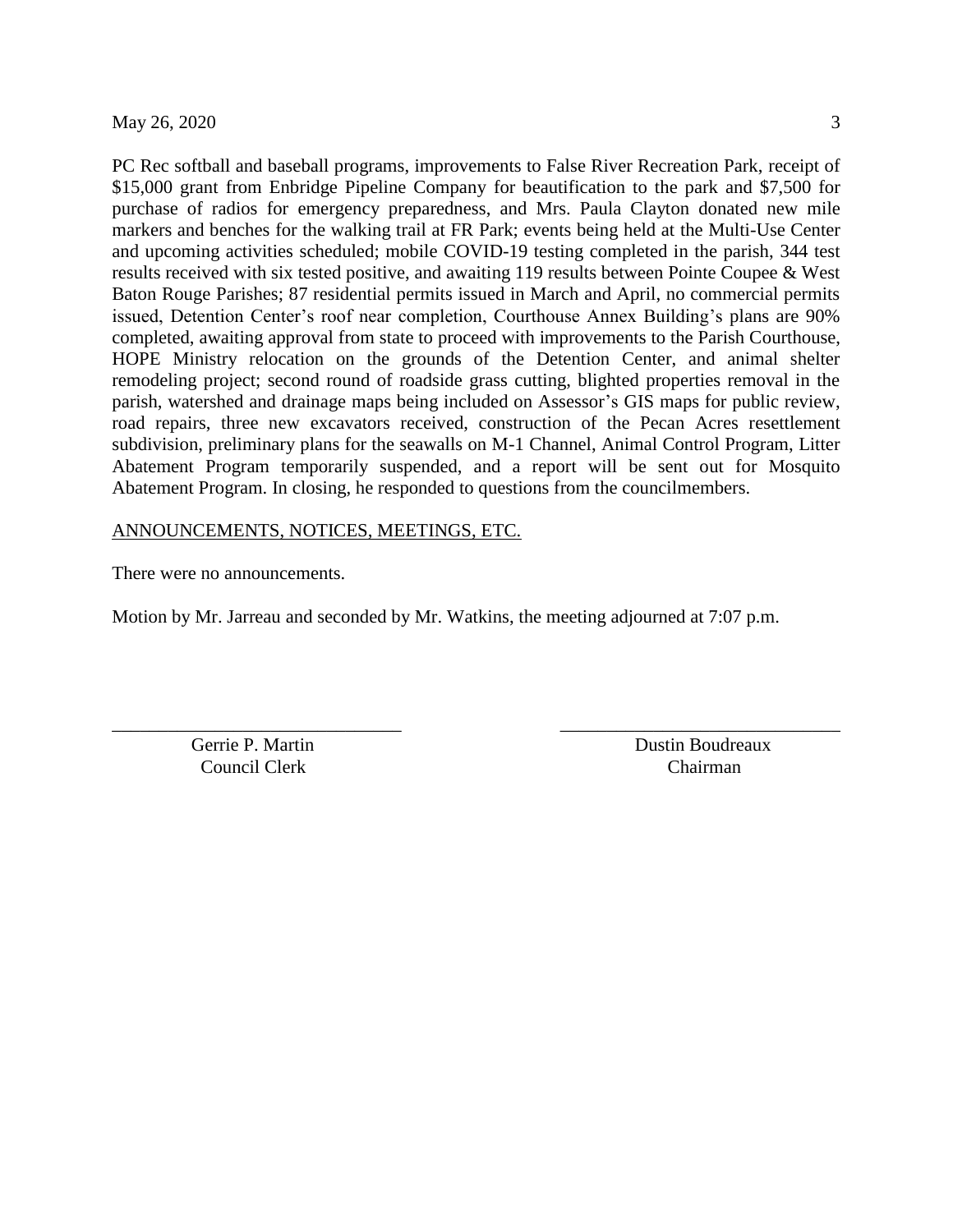PC Rec softball and baseball programs, improvements to False River Recreation Park, receipt of $15,000 grant from Enbridge Pipeline Company for beautification to the park and $7,500 for purchase of radios for emergency preparedness, and Mrs. Paula Clayton donated new mile markers and benches for the walking trail at FR Park; events being held at the Multi-Use Center and upcoming activities scheduled; mobile COVID-19 testing completed in the parish, 344 test results received with six tested positive, and awaiting 119 results between Pointe Coupee & West Baton Rouge Parishes; 87 residential permits issued in March and April, no commercial permits issued, Detention Center's roof near completion, Courthouse Annex Building's plans are 90% completed, awaiting approval from state to proceed with improvements to the Parish Courthouse, HOPE Ministry relocation on the grounds of the Detention Center, and animal shelter remodeling project; second round of roadside grass cutting, blighted properties removal in the parish, watershed and drainage maps being included on Assessor's GIS maps for public review, road repairs, three new excavators received, construction of the Pecan Acres resettlement subdivision, preliminary plans for the seawalls on M-1 Channel, Animal Control Program, Litter Abatement Program temporarily suspended, and a report will be sent out for Mosquito Abatement Program. In closing, he responded to questions from the councilmembers.

ANNOUNCEMENTS, NOTICES, MEETINGS, ETC.

There were no announcements.

Motion by Mr. Jarreau and seconded by Mr. Watkins, the meeting adjourned at 7:07 p.m.

_______________________________
Gerrie P. Martin
Council Clerk

_______________________________
Dustin Boudreaux
Chairman